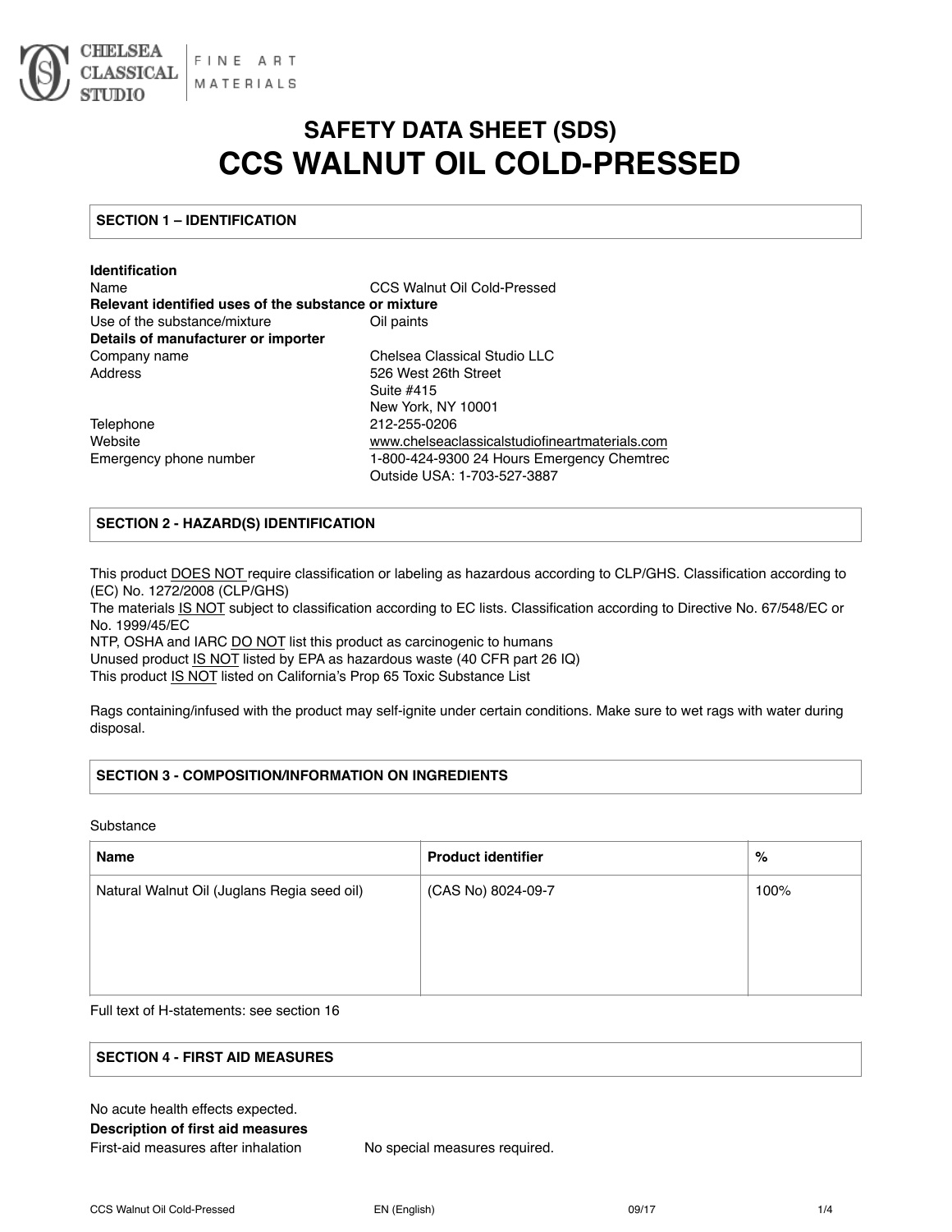CHELSEA CLASSICAL STUDIO | FINE ART MATERIALS

# SAFETY DATA SHEET (SDS)
# CCS WALNUT OIL COLD-PRESSED

## SECTION 1 – IDENTIFICATION

**Identification**

| | |
|---|---|
| Name | CCS Walnut Oil Cold-Pressed |
| **Relevant identified uses of the substance or mixture** | |
| Use of the substance/mixture | Oil paints |
| **Details of manufacturer or importer** | |
| Company name | Chelsea Classical Studio LLC |
| Address | 526 West 26th Street<br>Suite #415<br>New York, NY 10001 |
| Telephone | 212-255-0206 |
| Website | www.chelseaclassicalstudiofineartmaterials.com |
| Emergency phone number | 1-800-424-9300 24 Hours Emergency Chemtrec<br>Outside USA: 1-703-527-3887 |

## SECTION 2 - HAZARD(S) IDENTIFICATION

This product DOES NOT require classification or labeling as hazardous according to CLP/GHS. Classification according to (EC) No. 1272/2008 (CLP/GHS)
The materials IS NOT subject to classification according to EC lists. Classification according to Directive No. 67/548/EC or No. 1999/45/EC
NTP, OSHA and IARC DO NOT list this product as carcinogenic to humans
Unused product IS NOT listed by EPA as hazardous waste (40 CFR part 26 IQ)
This product IS NOT listed on California's Prop 65 Toxic Substance List

Rags containing/infused with the product may self-ignite under certain conditions. Make sure to wet rags with water during disposal.

## SECTION 3 - COMPOSITION/INFORMATION ON INGREDIENTS

Substance

| Name | Product identifier | % |
|---|---|---|
| Natural Walnut Oil (Juglans Regia seed oil) | (CAS No) 8024-09-7 | 100% |

Full text of H-statements: see section 16

## SECTION 4 - FIRST AID MEASURES

No acute health effects expected.

**Description of first aid measures**

| | |
|---|---|
| First-aid measures after inhalation | No special measures required. |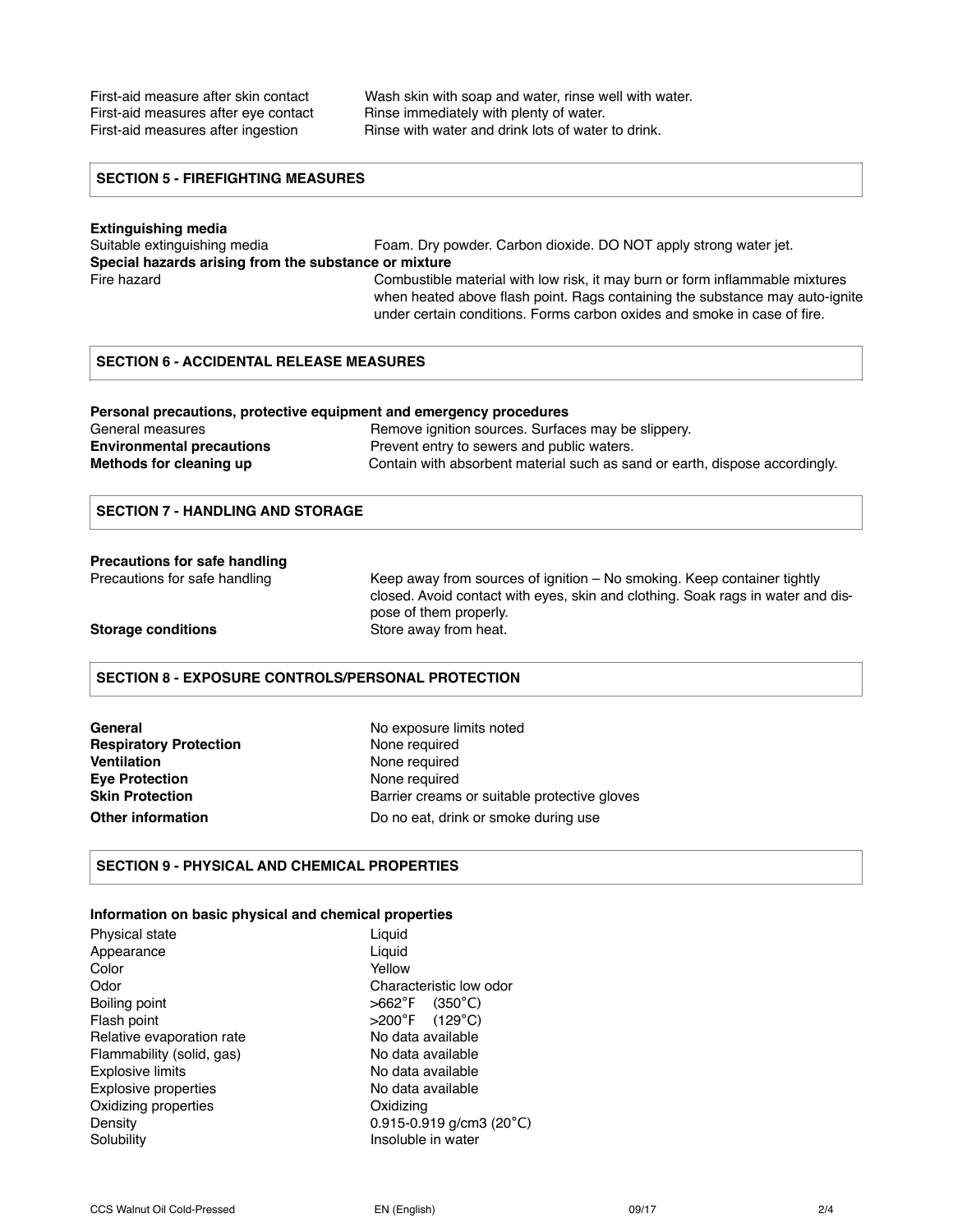| | |
|---|---|
| First-aid measure after skin contact | Wash skin with soap and water, rinse well with water. |
| First-aid measures after eye contact | Rinse immediately with plenty of water. |
| First-aid measures after ingestion | Rinse with water and drink lots of water to drink. |

## SECTION 5 - FIREFIGHTING MEASURES

**Extinguishing media**

| | |
|---|---|
| Suitable extinguishing media | Foam. Dry powder. Carbon dioxide. DO NOT apply strong water jet. |

**Special hazards arising from the substance or mixture**

| | |
|---|---|
| Fire hazard | Combustible material with low risk, it may burn or form inflammable mixtures when heated above flash point. Rags containing the substance may auto-ignite under certain conditions. Forms carbon oxides and smoke in case of fire. |

## SECTION 6 - ACCIDENTAL RELEASE MEASURES

**Personal precautions, protective equipment and emergency procedures**

| | |
|---|---|
| General measures | Remove ignition sources. Surfaces may be slippery. |
| **Environmental precautions** | Prevent entry to sewers and public waters. |
| **Methods for cleaning up** | Contain with absorbent material such as sand or earth, dispose accordingly. |

## SECTION 7 - HANDLING AND STORAGE

**Precautions for safe handling**

| | |
|---|---|
| Precautions for safe handling | Keep away from sources of ignition – No smoking. Keep container tightly closed. Avoid contact with eyes, skin and clothing. Soak rags in water and dispose of them properly. |
| **Storage conditions** | Store away from heat. |

## SECTION 8 - EXPOSURE CONTROLS/PERSONAL PROTECTION

| | |
|---|---|
| **General** | No exposure limits noted |
| **Respiratory Protection** | None required |
| **Ventilation** | None required |
| **Eye Protection** | None required |
| **Skin Protection** | Barrier creams or suitable protective gloves |
| **Other information** | Do no eat, drink or smoke during use |

## SECTION 9 - PHYSICAL AND CHEMICAL PROPERTIES

**Information on basic physical and chemical properties**

| | |
|---|---|
| Physical state | Liquid |
| Appearance | Liquid |
| Color | Yellow |
| Odor | Characteristic low odor |
| Boiling point | >662°F (350°C) |
| Flash point | >200°F (129°C) |
| Relative evaporation rate | No data available |
| Flammability (solid, gas) | No data available |
| Explosive limits | No data available |
| Explosive properties | No data available |
| Oxidizing properties | Oxidizing |
| Density | 0.915-0.919 g/cm3 (20°C) |
| Solubility | Insoluble in water |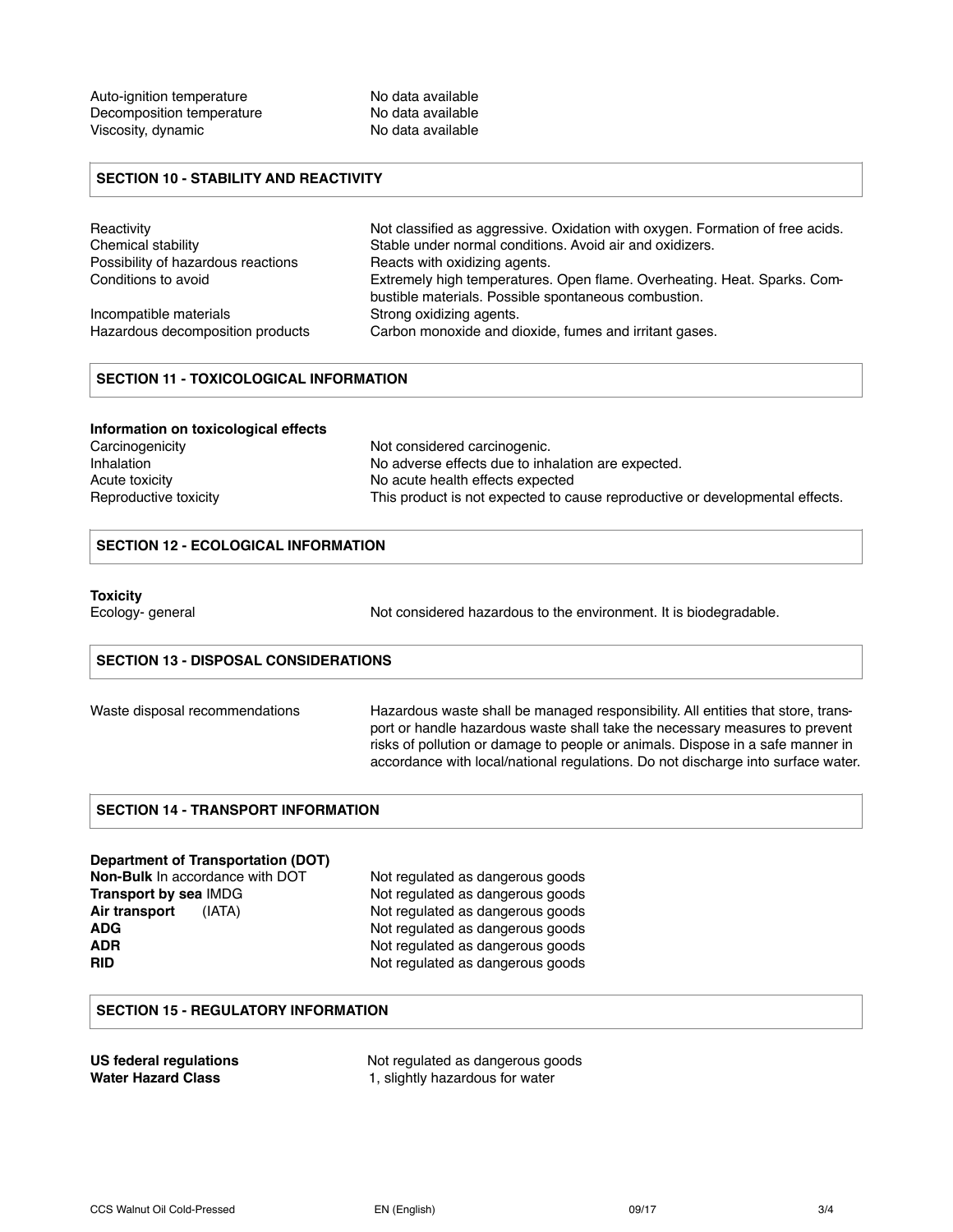| | |
|---|---|
| Auto-ignition temperature | No data available |
| Decomposition temperature | No data available |
| Viscosity, dynamic | No data available |

## SECTION 10 - STABILITY AND REACTIVITY

| | |
|---|---|
| Reactivity | Not classified as aggressive. Oxidation with oxygen. Formation of free acids. |
| Chemical stability | Stable under normal conditions. Avoid air and oxidizers. |
| Possibility of hazardous reactions | Reacts with oxidizing agents. |
| Conditions to avoid | Extremely high temperatures. Open flame. Overheating. Heat. Sparks. Combustible materials. Possible spontaneous combustion. |
| Incompatible materials | Strong oxidizing agents. |
| Hazardous decomposition products | Carbon monoxide and dioxide, fumes and irritant gases. |

## SECTION 11 - TOXICOLOGICAL INFORMATION

**Information on toxicological effects**

| | |
|---|---|
| Carcinogenicity | Not considered carcinogenic. |
| Inhalation | No adverse effects due to inhalation are expected. |
| Acute toxicity | No acute health effects expected |
| Reproductive toxicity | This product is not expected to cause reproductive or developmental effects. |

## SECTION 12 - ECOLOGICAL INFORMATION

**Toxicity**

| | |
|---|---|
| Ecology- general | Not considered hazardous to the environment. It is biodegradable. |

## SECTION 13 - DISPOSAL CONSIDERATIONS

| | |
|---|---|
| Waste disposal recommendations | Hazardous waste shall be managed responsibility. All entities that store, transport or handle hazardous waste shall take the necessary measures to prevent risks of pollution or damage to people or animals. Dispose in a safe manner in accordance with local/national regulations. Do not discharge into surface water. |

## SECTION 14 - TRANSPORT INFORMATION

**Department of Transportation (DOT)**

| | |
|---|---|
| **Non-Bulk** In accordance with DOT | Not regulated as dangerous goods |
| **Transport by sea** IMDG | Not regulated as dangerous goods |
| **Air transport** (IATA) | Not regulated as dangerous goods |
| **ADG** | Not regulated as dangerous goods |
| **ADR** | Not regulated as dangerous goods |
| **RID** | Not regulated as dangerous goods |

## SECTION 15 - REGULATORY INFORMATION

| | |
|---|---|
| **US federal regulations** | Not regulated as dangerous goods |
| **Water Hazard Class** | 1, slightly hazardous for water |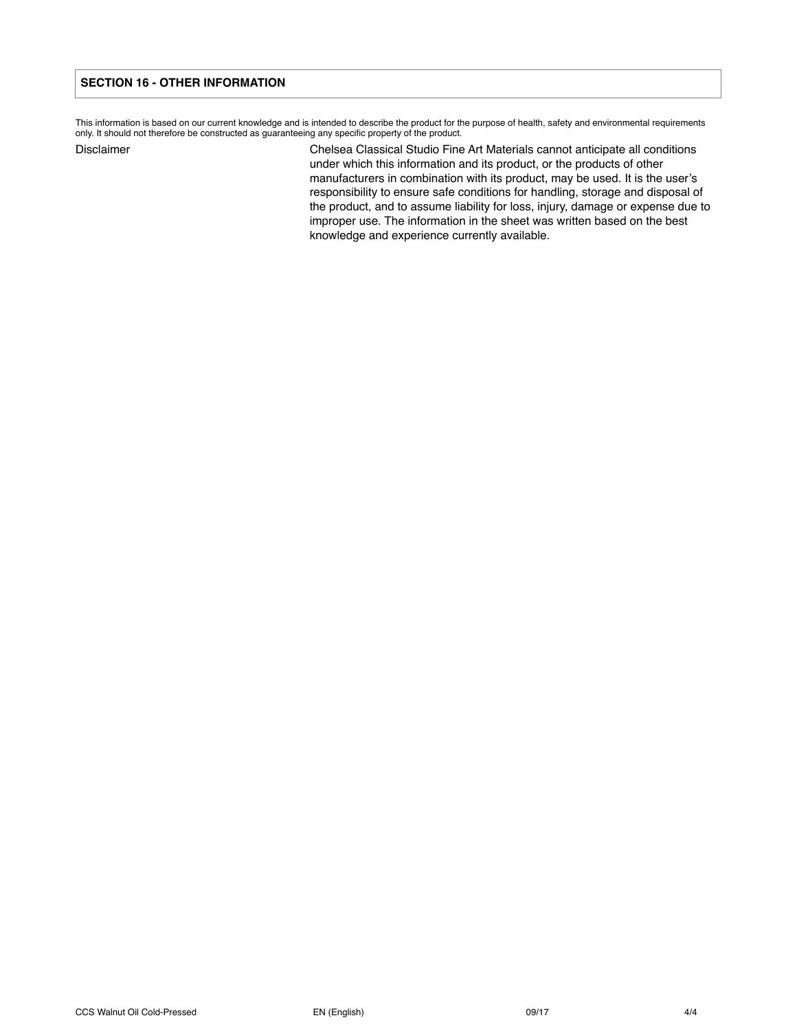## SECTION 16 - OTHER INFORMATION

This information is based on our current knowledge and is intended to describe the product for the purpose of health, safety and environmental requirements only. It should not therefore be constructed as guaranteeing any specific property of the product.

| | |
|---|---|
| Disclaimer | Chelsea Classical Studio Fine Art Materials cannot anticipate all conditions under which this information and its product, or the products of other manufacturers in combination with its product, may be used. It is the user's responsibility to ensure safe conditions for handling, storage and disposal of the product, and to assume liability for loss, injury, damage or expense due to improper use. The information in the sheet was written based on the best knowledge and experience currently available. |